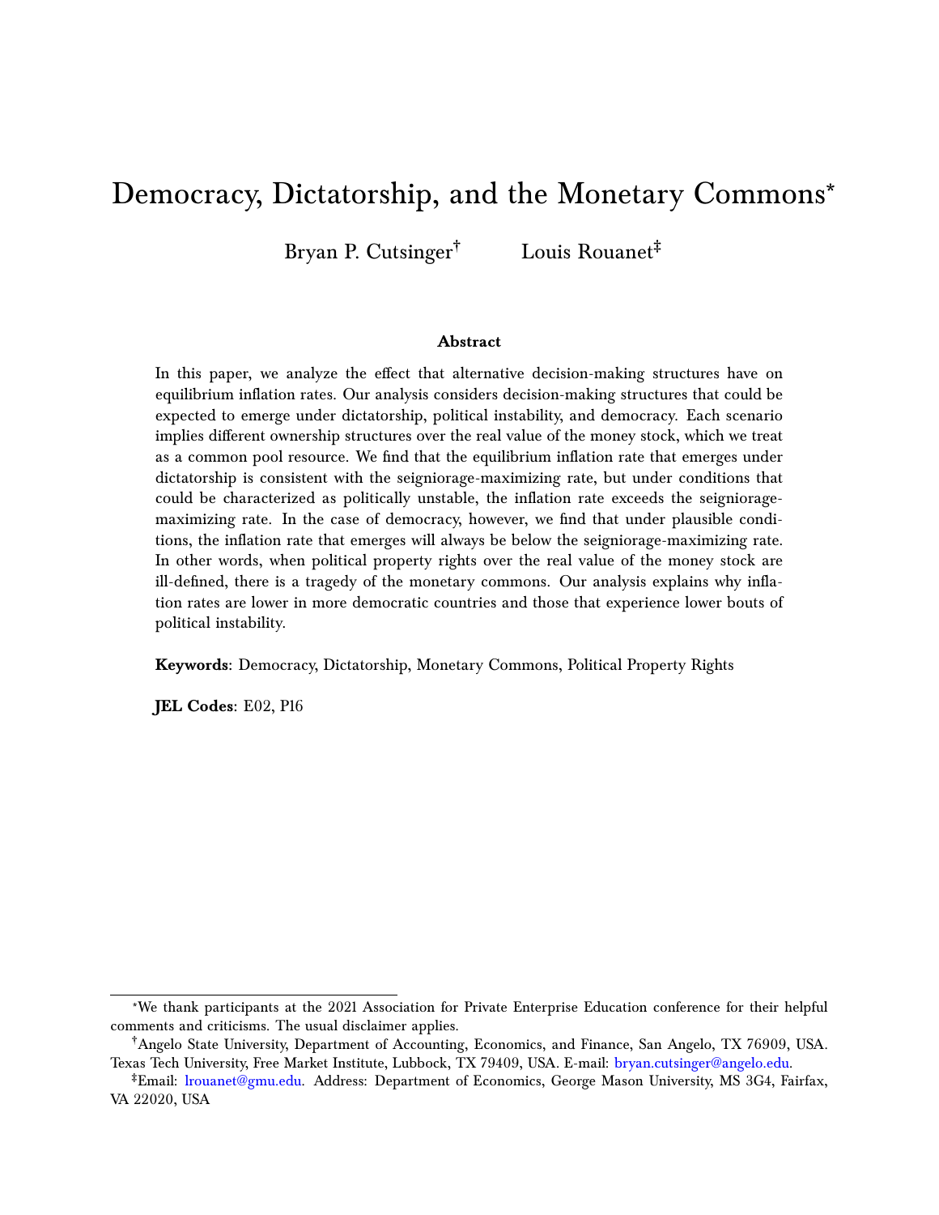# Democracy, Dictatorship, and the Monetary Commons*

Bryan P. Cutsinger[†] Louis Rouanet[‡]

### Abstract

In this paper, we analyze the effect that alternative decision-making structures have on equilibrium inflation rates. Our analysis considers decision-making structures that could be expected to emerge under dictatorship, political instability, and democracy. Each scenario implies different ownership structures over the real value of the money stock, which we treat as a common pool resource. We find that the equilibrium inflation rate that emerges under dictatorship is consistent with the seigniorage-maximizing rate, but under conditions that could be characterized as politically unstable, the inflation rate exceeds the seigniorage-maximizing rate. In the case of democracy, however, we find that under plausible conditions, the inflation rate that emerges will always be below the seigniorage-maximizing rate. In other words, when political property rights over the real value of the money stock are ill-defined, there is a tragedy of the monetary commons. Our analysis explains why inflation rates are lower in more democratic countries and those that experience lower bouts of political instability.

**Keywords**: Democracy, Dictatorship, Monetary Commons, Political Property Rights

**JEL Codes**: E02, P16

---

*We thank participants at the 2021 Association for Private Enterprise Education conference for their helpful comments and criticisms. The usual disclaimer applies.

[†]Angelo State University, Department of Accounting, Economics, and Finance, San Angelo, TX 76909, USA. Texas Tech University, Free Market Institute, Lubbock, TX 79409, USA. E-mail: bryan.cutsinger@angelo.edu.

[‡]Email: lrouanet@gmu.edu. Address: Department of Economics, George Mason University, MS 3G4, Fairfax, VA 22020, USA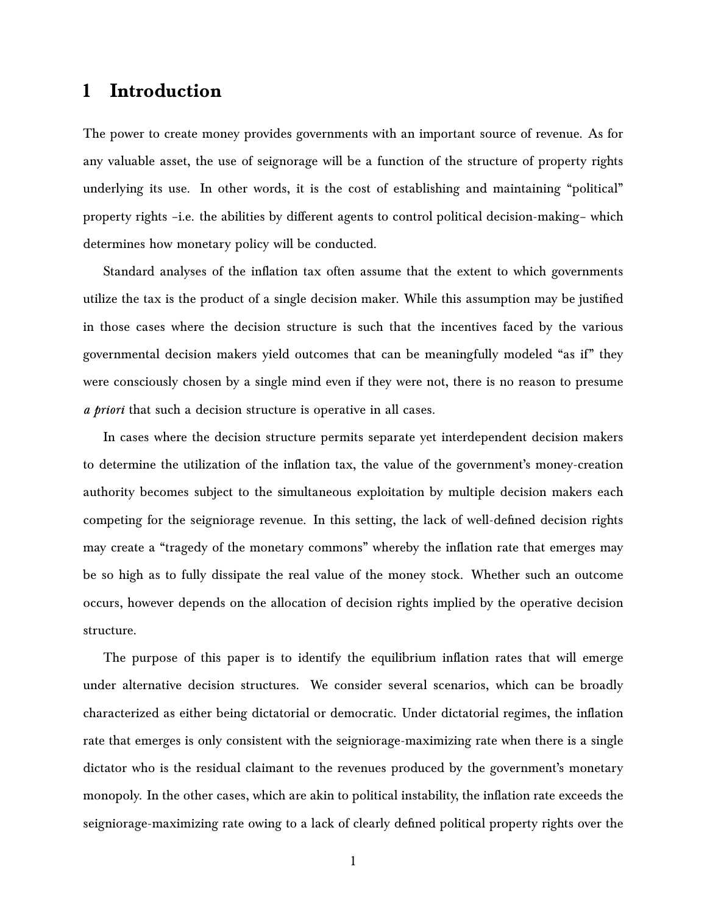# 1 Introduction

The power to create money provides governments with an important source of revenue. As for any valuable asset, the use of seignorage will be a function of the structure of property rights underlying its use. In other words, it is the cost of establishing and maintaining "political" property rights –i.e. the abilities by different agents to control political decision-making– which determines how monetary policy will be conducted.

Standard analyses of the inflation tax often assume that the extent to which governments utilize the tax is the product of a single decision maker. While this assumption may be justified in those cases where the decision structure is such that the incentives faced by the various governmental decision makers yield outcomes that can be meaningfully modeled "as if" they were consciously chosen by a single mind even if they were not, there is no reason to presume *a priori* that such a decision structure is operative in all cases.

In cases where the decision structure permits separate yet interdependent decision makers to determine the utilization of the inflation tax, the value of the government's money-creation authority becomes subject to the simultaneous exploitation by multiple decision makers each competing for the seigniorage revenue. In this setting, the lack of well-defined decision rights may create a "tragedy of the monetary commons" whereby the inflation rate that emerges may be so high as to fully dissipate the real value of the money stock. Whether such an outcome occurs, however depends on the allocation of decision rights implied by the operative decision structure.

The purpose of this paper is to identify the equilibrium inflation rates that will emerge under alternative decision structures. We consider several scenarios, which can be broadly characterized as either being dictatorial or democratic. Under dictatorial regimes, the inflation rate that emerges is only consistent with the seigniorage-maximizing rate when there is a single dictator who is the residual claimant to the revenues produced by the government's monetary monopoly. In the other cases, which are akin to political instability, the inflation rate exceeds the seigniorage-maximizing rate owing to a lack of clearly defined political property rights over the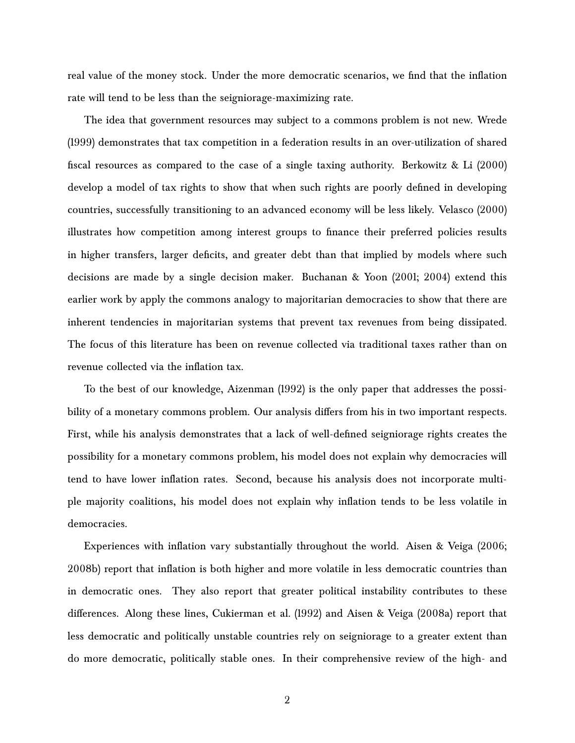real value of the money stock. Under the more democratic scenarios, we find that the inflation rate will tend to be less than the seigniorage-maximizing rate.

The idea that government resources may subject to a commons problem is not new. Wrede (1999) demonstrates that tax competition in a federation results in an over-utilization of shared fiscal resources as compared to the case of a single taxing authority. Berkowitz & Li (2000) develop a model of tax rights to show that when such rights are poorly defined in developing countries, successfully transitioning to an advanced economy will be less likely. Velasco (2000) illustrates how competition among interest groups to finance their preferred policies results in higher transfers, larger deficits, and greater debt than that implied by models where such decisions are made by a single decision maker. Buchanan & Yoon (2001; 2004) extend this earlier work by apply the commons analogy to majoritarian democracies to show that there are inherent tendencies in majoritarian systems that prevent tax revenues from being dissipated. The focus of this literature has been on revenue collected via traditional taxes rather than on revenue collected via the inflation tax.

To the best of our knowledge, Aizenman (1992) is the only paper that addresses the possibility of a monetary commons problem. Our analysis differs from his in two important respects. First, while his analysis demonstrates that a lack of well-defined seigniorage rights creates the possibility for a monetary commons problem, his model does not explain why democracies will tend to have lower inflation rates. Second, because his analysis does not incorporate multiple majority coalitions, his model does not explain why inflation tends to be less volatile in democracies.

Experiences with inflation vary substantially throughout the world. Aisen & Veiga (2006; 2008b) report that inflation is both higher and more volatile in less democratic countries than in democratic ones. They also report that greater political instability contributes to these differences. Along these lines, Cukierman et al. (1992) and Aisen & Veiga (2008a) report that less democratic and politically unstable countries rely on seigniorage to a greater extent than do more democratic, politically stable ones. In their comprehensive review of the high- and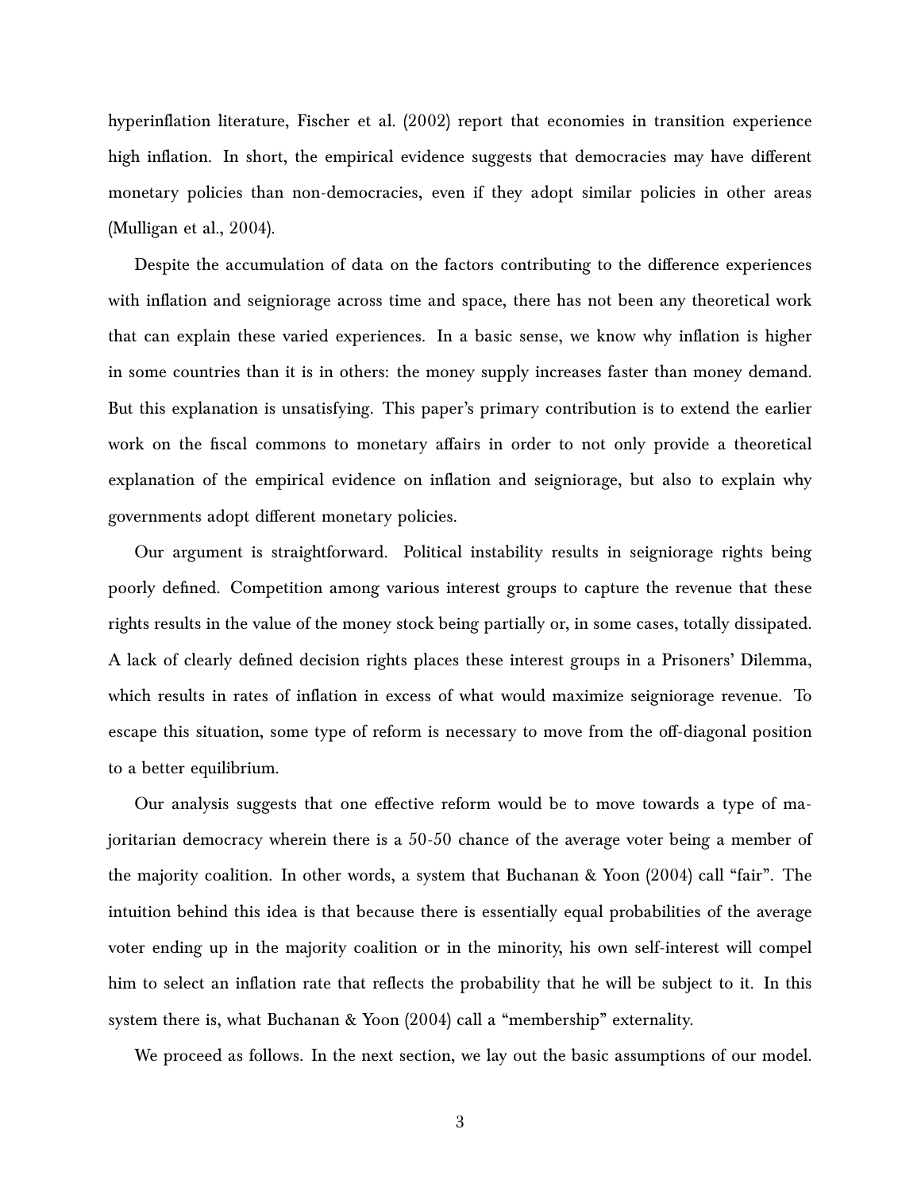hyperinflation literature, Fischer et al. (2002) report that economies in transition experience high inflation. In short, the empirical evidence suggests that democracies may have different monetary policies than non-democracies, even if they adopt similar policies in other areas (Mulligan et al., 2004).

Despite the accumulation of data on the factors contributing to the difference experiences with inflation and seigniorage across time and space, there has not been any theoretical work that can explain these varied experiences. In a basic sense, we know why inflation is higher in some countries than it is in others: the money supply increases faster than money demand. But this explanation is unsatisfying. This paper's primary contribution is to extend the earlier work on the fiscal commons to monetary affairs in order to not only provide a theoretical explanation of the empirical evidence on inflation and seigniorage, but also to explain why governments adopt different monetary policies.

Our argument is straightforward. Political instability results in seigniorage rights being poorly defined. Competition among various interest groups to capture the revenue that these rights results in the value of the money stock being partially or, in some cases, totally dissipated. A lack of clearly defined decision rights places these interest groups in a Prisoners' Dilemma, which results in rates of inflation in excess of what would maximize seigniorage revenue. To escape this situation, some type of reform is necessary to move from the off-diagonal position to a better equilibrium.

Our analysis suggests that one effective reform would be to move towards a type of majoritarian democracy wherein there is a 50-50 chance of the average voter being a member of the majority coalition. In other words, a system that Buchanan & Yoon (2004) call "fair". The intuition behind this idea is that because there is essentially equal probabilities of the average voter ending up in the majority coalition or in the minority, his own self-interest will compel him to select an inflation rate that reflects the probability that he will be subject to it. In this system there is, what Buchanan & Yoon (2004) call a "membership" externality.

We proceed as follows. In the next section, we lay out the basic assumptions of our model.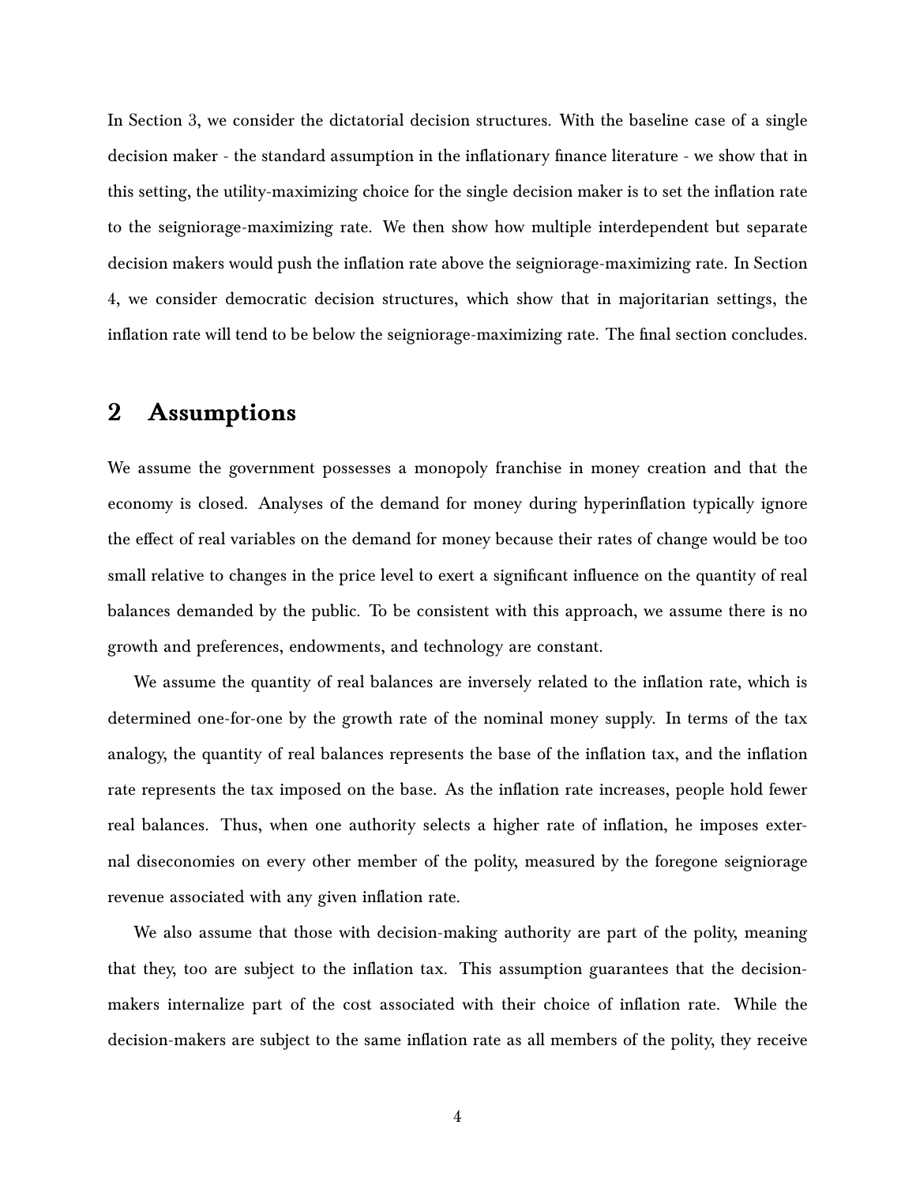In Section 3, we consider the dictatorial decision structures. With the baseline case of a single decision maker - the standard assumption in the inflationary finance literature - we show that in this setting, the utility-maximizing choice for the single decision maker is to set the inflation rate to the seigniorage-maximizing rate. We then show how multiple interdependent but separate decision makers would push the inflation rate above the seigniorage-maximizing rate. In Section 4, we consider democratic decision structures, which show that in majoritarian settings, the inflation rate will tend to be below the seigniorage-maximizing rate. The final section concludes.

## 2 Assumptions

We assume the government possesses a monopoly franchise in money creation and that the economy is closed. Analyses of the demand for money during hyperinflation typically ignore the effect of real variables on the demand for money because their rates of change would be too small relative to changes in the price level to exert a significant influence on the quantity of real balances demanded by the public. To be consistent with this approach, we assume there is no growth and preferences, endowments, and technology are constant.

We assume the quantity of real balances are inversely related to the inflation rate, which is determined one-for-one by the growth rate of the nominal money supply. In terms of the tax analogy, the quantity of real balances represents the base of the inflation tax, and the inflation rate represents the tax imposed on the base. As the inflation rate increases, people hold fewer real balances. Thus, when one authority selects a higher rate of inflation, he imposes external diseconomies on every other member of the polity, measured by the foregone seigniorage revenue associated with any given inflation rate.

We also assume that those with decision-making authority are part of the polity, meaning that they, too are subject to the inflation tax. This assumption guarantees that the decision-makers internalize part of the cost associated with their choice of inflation rate. While the decision-makers are subject to the same inflation rate as all members of the polity, they receive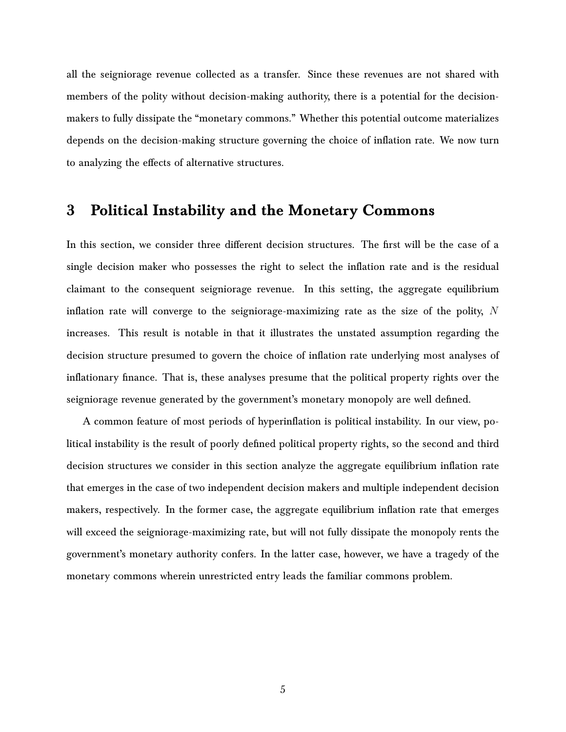all the seigniorage revenue collected as a transfer. Since these revenues are not shared with members of the polity without decision-making authority, there is a potential for the decision-makers to fully dissipate the "monetary commons." Whether this potential outcome materializes depends on the decision-making structure governing the choice of inflation rate. We now turn to analyzing the effects of alternative structures.

## 3 Political Instability and the Monetary Commons

In this section, we consider three different decision structures. The first will be the case of a single decision maker who possesses the right to select the inflation rate and is the residual claimant to the consequent seigniorage revenue. In this setting, the aggregate equilibrium inflation rate will converge to the seigniorage-maximizing rate as the size of the polity, $N$ increases. This result is notable in that it illustrates the unstated assumption regarding the decision structure presumed to govern the choice of inflation rate underlying most analyses of inflationary finance. That is, these analyses presume that the political property rights over the seigniorage revenue generated by the government's monetary monopoly are well defined.

A common feature of most periods of hyperinflation is political instability. In our view, political instability is the result of poorly defined political property rights, so the second and third decision structures we consider in this section analyze the aggregate equilibrium inflation rate that emerges in the case of two independent decision makers and multiple independent decision makers, respectively. In the former case, the aggregate equilibrium inflation rate that emerges will exceed the seigniorage-maximizing rate, but will not fully dissipate the monopoly rents the government's monetary authority confers. In the latter case, however, we have a tragedy of the monetary commons wherein unrestricted entry leads the familiar commons problem.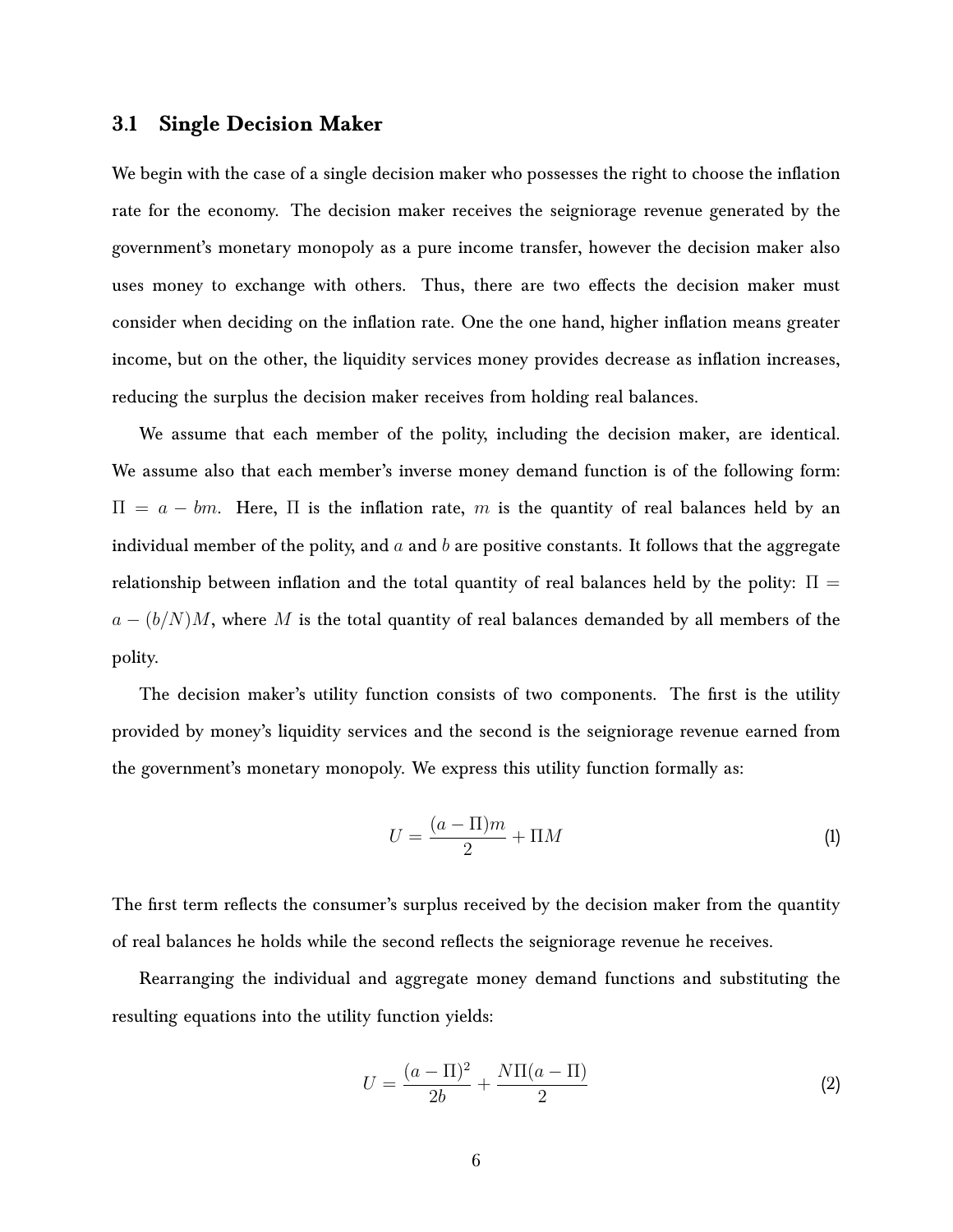### 3.1 Single Decision Maker

We begin with the case of a single decision maker who possesses the right to choose the inflation rate for the economy. The decision maker receives the seigniorage revenue generated by the government's monetary monopoly as a pure income transfer, however the decision maker also uses money to exchange with others. Thus, there are two effects the decision maker must consider when deciding on the inflation rate. One the one hand, higher inflation means greater income, but on the other, the liquidity services money provides decrease as inflation increases, reducing the surplus the decision maker receives from holding real balances.

We assume that each member of the polity, including the decision maker, are identical. We assume also that each member's inverse money demand function is of the following form: $\Pi = a - bm$. Here, $\Pi$ is the inflation rate, $m$ is the quantity of real balances held by an individual member of the polity, and $a$ and $b$ are positive constants. It follows that the aggregate relationship between inflation and the total quantity of real balances held by the polity: $\Pi = a - (b/N)M$, where $M$ is the total quantity of real balances demanded by all members of the polity.

The decision maker's utility function consists of two components. The first is the utility provided by money's liquidity services and the second is the seigniorage revenue earned from the government's monetary monopoly. We express this utility function formally as:

$$U = \frac{(a - \Pi)m}{2} + \Pi M \tag{1}$$

The first term reflects the consumer's surplus received by the decision maker from the quantity of real balances he holds while the second reflects the seigniorage revenue he receives.

Rearranging the individual and aggregate money demand functions and substituting the resulting equations into the utility function yields:

$$U = \frac{(a - \Pi)^2}{2b} + \frac{N\Pi(a - \Pi)}{2} \tag{2}$$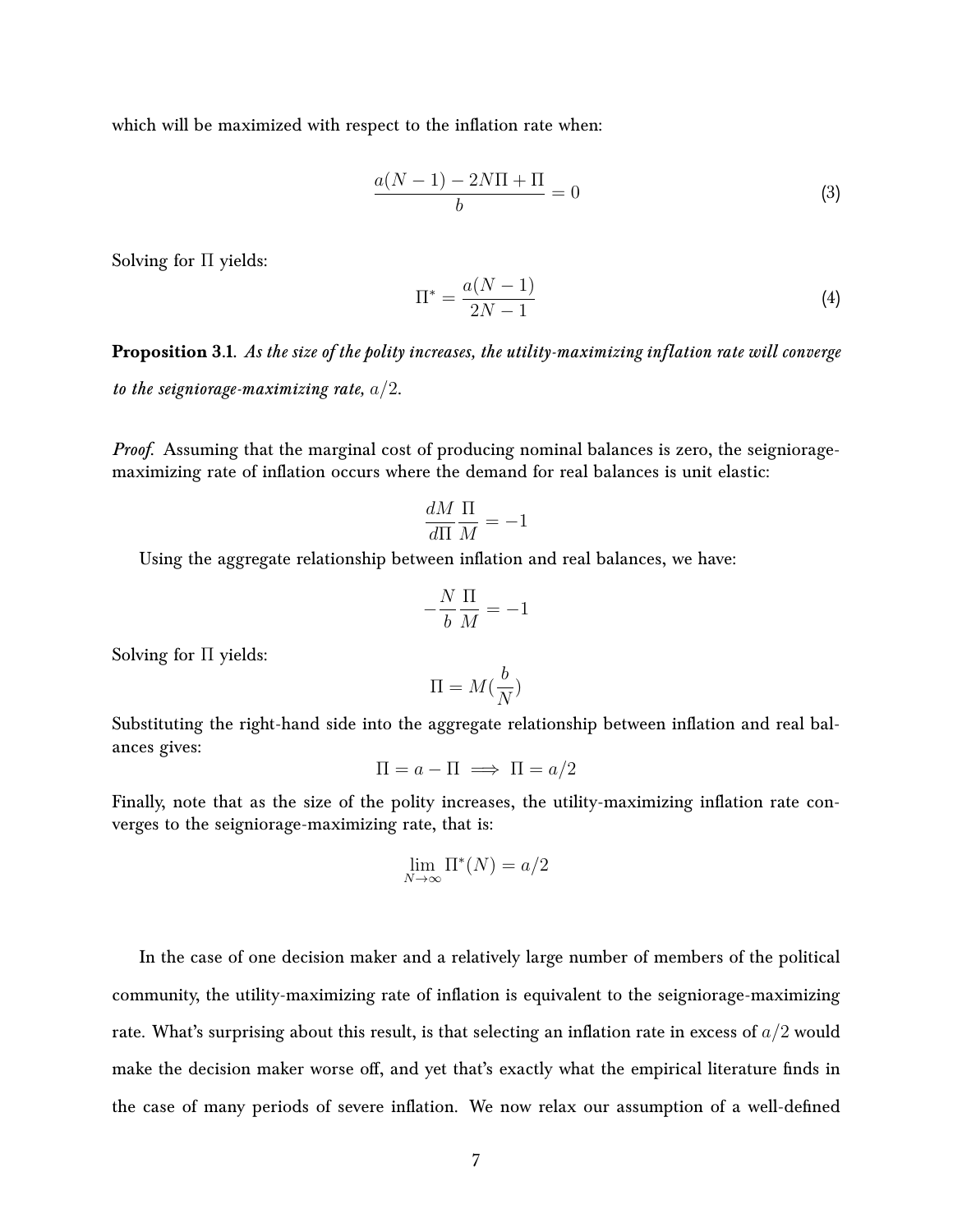which will be maximized with respect to the inflation rate when:

$$\frac{a(N-1) - 2N\Pi + \Pi}{b} = 0 \tag{3}$$

Solving for $\Pi$ yields:

$$\Pi^* = \frac{a(N-1)}{2N-1} \tag{4}$$

**Proposition 3.1.** *As the size of the polity increases, the utility-maximizing inflation rate will converge to the seigniorage-maximizing rate,* $a/2$.

*Proof.* Assuming that the marginal cost of producing nominal balances is zero, the seigniorage-maximizing rate of inflation occurs where the demand for real balances is unit elastic:

$$\frac{dM}{d\Pi}\frac{\Pi}{M} = -1$$

Using the aggregate relationship between inflation and real balances, we have:

$$-\frac{N}{b}\frac{\Pi}{M} = -1$$

Solving for $\Pi$ yields:

$$\Pi = M(\frac{b}{N})$$

Substituting the right-hand side into the aggregate relationship between inflation and real balances gives:

$$\Pi = a - \Pi \implies \Pi = a/2$$

Finally, note that as the size of the polity increases, the utility-maximizing inflation rate converges to the seigniorage-maximizing rate, that is:

$$\lim_{N\to\infty} \Pi^*(N) = a/2$$

In the case of one decision maker and a relatively large number of members of the political community, the utility-maximizing rate of inflation is equivalent to the seigniorage-maximizing rate. What's surprising about this result, is that selecting an inflation rate in excess of $a/2$ would make the decision maker worse off, and yet that's exactly what the empirical literature finds in the case of many periods of severe inflation. We now relax our assumption of a well-defined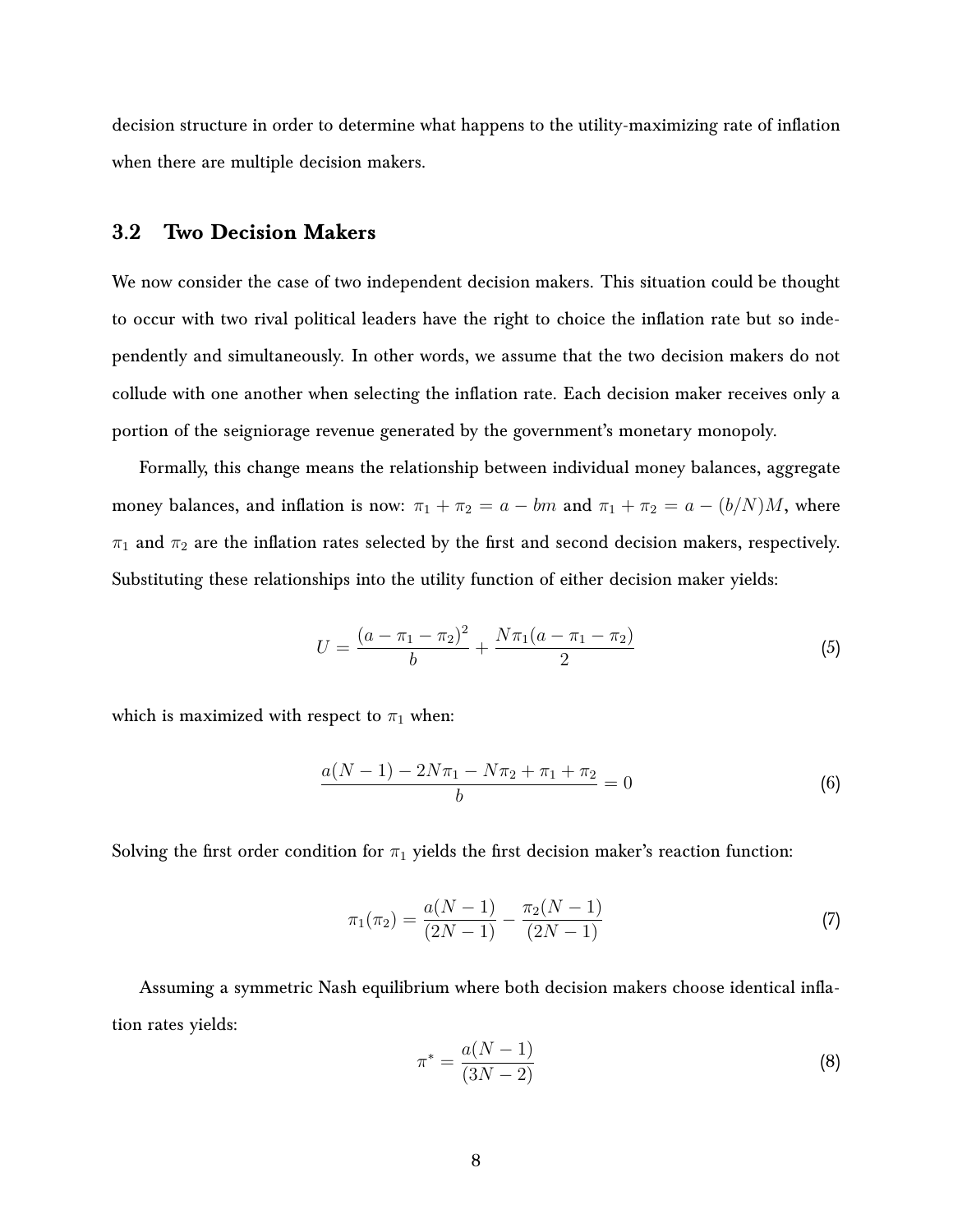decision structure in order to determine what happens to the utility-maximizing rate of inflation when there are multiple decision makers.

## 3.2 Two Decision Makers

We now consider the case of two independent decision makers. This situation could be thought to occur with two rival political leaders have the right to choice the inflation rate but so independently and simultaneously. In other words, we assume that the two decision makers do not collude with one another when selecting the inflation rate. Each decision maker receives only a portion of the seigniorage revenue generated by the government's monetary monopoly.

Formally, this change means the relationship between individual money balances, aggregate money balances, and inflation is now: $\pi_1 + \pi_2 = a - bm$ and $\pi_1 + \pi_2 = a - (b/N)M$, where $\pi_1$ and $\pi_2$ are the inflation rates selected by the first and second decision makers, respectively. Substituting these relationships into the utility function of either decision maker yields:

$$U = \frac{(a - \pi_1 - \pi_2)^2}{b} + \frac{N\pi_1(a - \pi_1 - \pi_2)}{2} \tag{5}$$

which is maximized with respect to $\pi_1$ when:

$$\frac{a(N-1) - 2N\pi_1 - N\pi_2 + \pi_1 + \pi_2}{b} = 0 \tag{6}$$

Solving the first order condition for $\pi_1$ yields the first decision maker's reaction function:

$$\pi_1(\pi_2) = \frac{a(N-1)}{(2N-1)} - \frac{\pi_2(N-1)}{(2N-1)} \tag{7}$$

Assuming a symmetric Nash equilibrium where both decision makers choose identical inflation rates yields:

$$\pi^* = \frac{a(N-1)}{(3N-2)} \tag{8}$$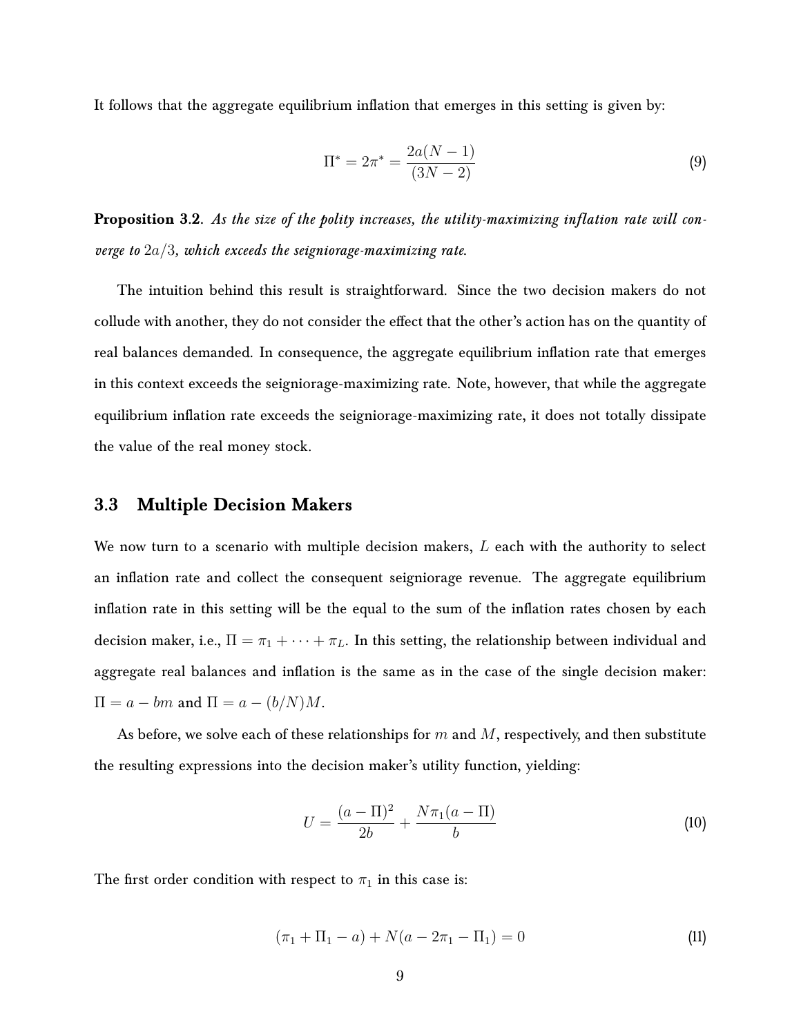It follows that the aggregate equilibrium inflation that emerges in this setting is given by:

$$\Pi^* = 2\pi^* = \frac{2a(N-1)}{(3N-2)} \tag{9}$$

**Proposition 3.2.** *As the size of the polity increases, the utility-maximizing inflation rate will converge to* $2a/3$*, which exceeds the seigniorage-maximizing rate.*

The intuition behind this result is straightforward. Since the two decision makers do not collude with another, they do not consider the effect that the other's action has on the quantity of real balances demanded. In consequence, the aggregate equilibrium inflation rate that emerges in this context exceeds the seigniorage-maximizing rate. Note, however, that while the aggregate equilibrium inflation rate exceeds the seigniorage-maximizing rate, it does not totally dissipate the value of the real money stock.

### 3.3 Multiple Decision Makers

We now turn to a scenario with multiple decision makers, $L$ each with the authority to select an inflation rate and collect the consequent seigniorage revenue. The aggregate equilibrium inflation rate in this setting will be the equal to the sum of the inflation rates chosen by each decision maker, i.e., $\Pi = \pi_1 + \cdots + \pi_L$. In this setting, the relationship between individual and aggregate real balances and inflation is the same as in the case of the single decision maker: $\Pi = a - bm$ and $\Pi = a - (b/N)M$.

As before, we solve each of these relationships for $m$ and $M$, respectively, and then substitute the resulting expressions into the decision maker's utility function, yielding:

$$U = \frac{(a-\Pi)^2}{2b} + \frac{N\pi_1(a-\Pi)}{b} \tag{10}$$

The first order condition with respect to $\pi_1$ in this case is:

$$(\pi_1 + \Pi_1 - a) + N(a - 2\pi_1 - \Pi_1) = 0 \tag{11}$$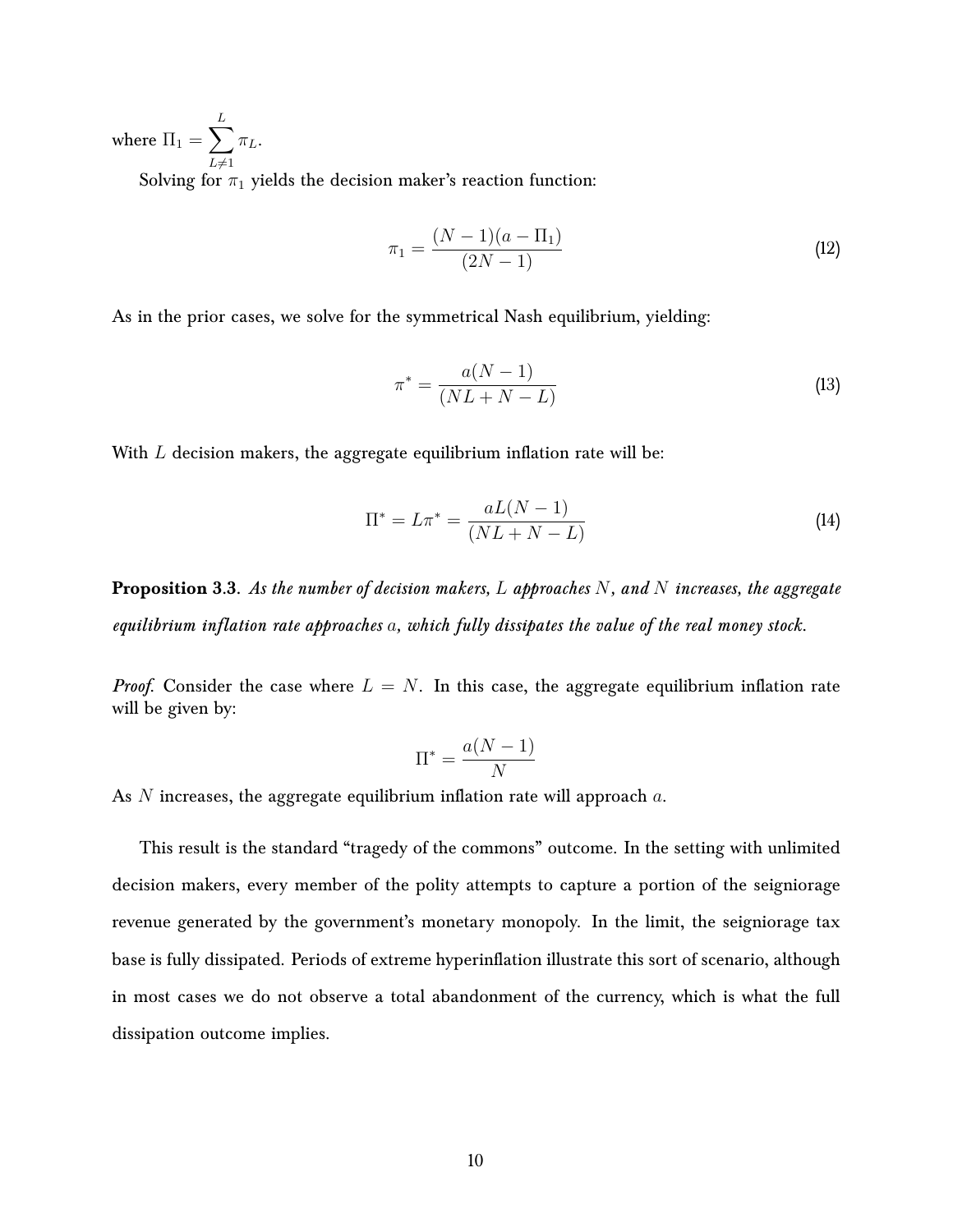where $\Pi_1 = \sum_{L \neq 1}^{L} \pi_L$.

Solving for $\pi_1$ yields the decision maker's reaction function:

$$\pi_1 = \frac{(N-1)(a - \Pi_1)}{(2N-1)} \tag{12}$$

As in the prior cases, we solve for the symmetrical Nash equilibrium, yielding:

$$\pi^* = \frac{a(N-1)}{(NL + N - L)} \tag{13}$$

With $L$ decision makers, the aggregate equilibrium inflation rate will be:

$$\Pi^* = L\pi^* = \frac{aL(N-1)}{(NL + N - L)} \tag{14}$$

**Proposition 3.3**. *As the number of decision makers, $L$ approaches $N$, and $N$ increases, the aggregate equilibrium inflation rate approaches $a$, which fully dissipates the value of the real money stock.*

*Proof.* Consider the case where $L = N$. In this case, the aggregate equilibrium inflation rate will be given by:

$$\Pi^* = \frac{a(N-1)}{N}$$

As $N$ increases, the aggregate equilibrium inflation rate will approach $a$.

This result is the standard "tragedy of the commons" outcome. In the setting with unlimited decision makers, every member of the polity attempts to capture a portion of the seigniorage revenue generated by the government's monetary monopoly. In the limit, the seigniorage tax base is fully dissipated. Periods of extreme hyperinflation illustrate this sort of scenario, although in most cases we do not observe a total abandonment of the currency, which is what the full dissipation outcome implies.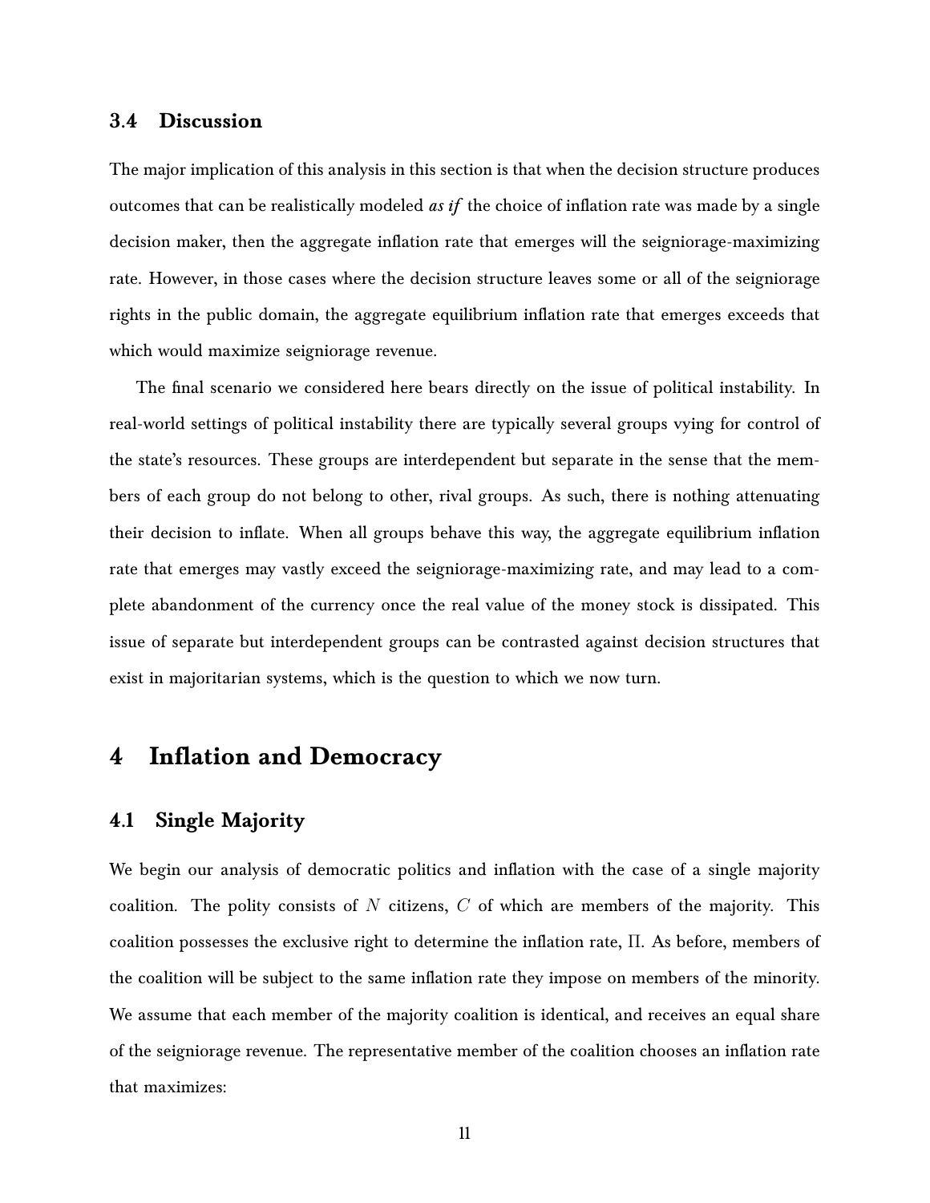### 3.4 Discussion

The major implication of this analysis in this section is that when the decision structure produces outcomes that can be realistically modeled *as if* the choice of inflation rate was made by a single decision maker, then the aggregate inflation rate that emerges will the seigniorage-maximizing rate. However, in those cases where the decision structure leaves some or all of the seigniorage rights in the public domain, the aggregate equilibrium inflation rate that emerges exceeds that which would maximize seigniorage revenue.

The final scenario we considered here bears directly on the issue of political instability. In real-world settings of political instability there are typically several groups vying for control of the state's resources. These groups are interdependent but separate in the sense that the members of each group do not belong to other, rival groups. As such, there is nothing attenuating their decision to inflate. When all groups behave this way, the aggregate equilibrium inflation rate that emerges may vastly exceed the seigniorage-maximizing rate, and may lead to a complete abandonment of the currency once the real value of the money stock is dissipated. This issue of separate but interdependent groups can be contrasted against decision structures that exist in majoritarian systems, which is the question to which we now turn.

## 4 Inflation and Democracy

### 4.1 Single Majority

We begin our analysis of democratic politics and inflation with the case of a single majority coalition. The polity consists of $N$ citizens, $C$ of which are members of the majority. This coalition possesses the exclusive right to determine the inflation rate, $\Pi$. As before, members of the coalition will be subject to the same inflation rate they impose on members of the minority. We assume that each member of the majority coalition is identical, and receives an equal share of the seigniorage revenue. The representative member of the coalition chooses an inflation rate that maximizes: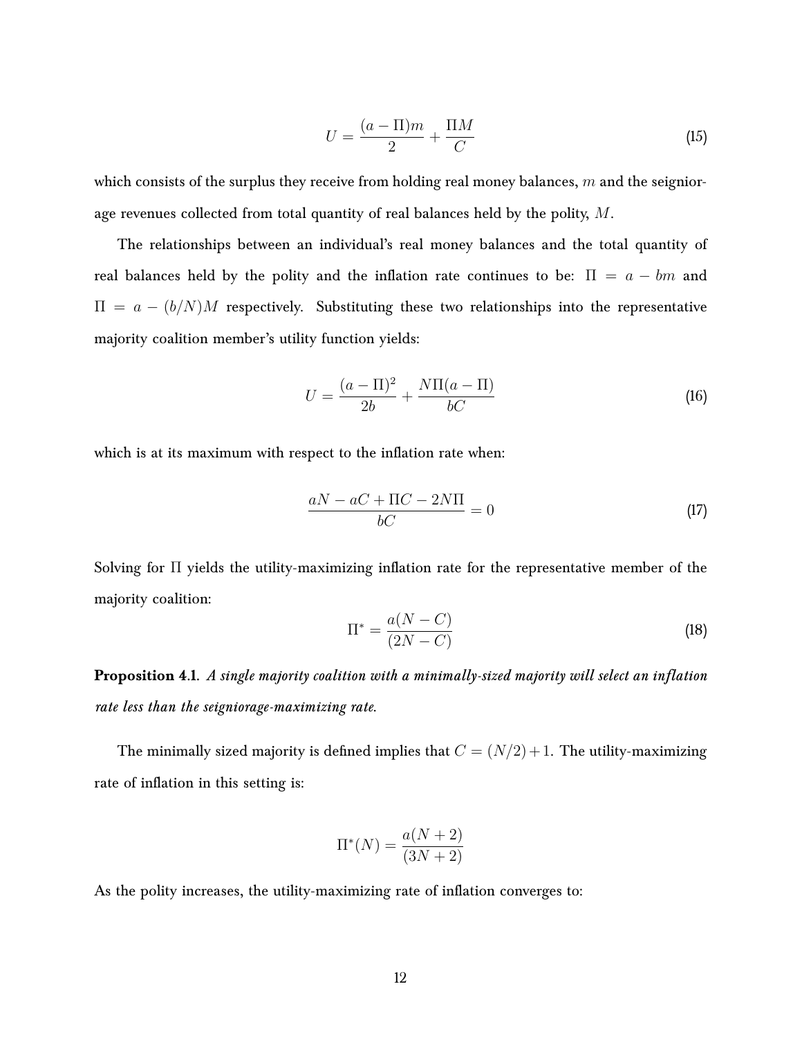$$U = \frac{(a - \Pi)m}{2} + \frac{\Pi M}{C} \tag{15}$$

which consists of the surplus they receive from holding real money balances, $m$ and the seigniorage revenues collected from total quantity of real balances held by the polity, $M$.

The relationships between an individual's real money balances and the total quantity of real balances held by the polity and the inflation rate continues to be: $\Pi = a - bm$ and $\Pi = a - (b/N)M$ respectively. Substituting these two relationships into the representative majority coalition member's utility function yields:

$$U = \frac{(a - \Pi)^2}{2b} + \frac{N\Pi(a - \Pi)}{bC} \tag{16}$$

which is at its maximum with respect to the inflation rate when:

$$\frac{aN - aC + \Pi C - 2N\Pi}{bC} = 0 \tag{17}$$

Solving for $\Pi$ yields the utility-maximizing inflation rate for the representative member of the majority coalition:

$$\Pi^* = \frac{a(N - C)}{(2N - C)} \tag{18}$$

**Proposition 4.1.** *A single majority coalition with a minimally-sized majority will select an inflation rate less than the seigniorage-maximizing rate.*

The minimally sized majority is defined implies that $C = (N/2) + 1$. The utility-maximizing rate of inflation in this setting is:

$$\Pi^*(N) = \frac{a(N + 2)}{(3N + 2)}$$

As the polity increases, the utility-maximizing rate of inflation converges to: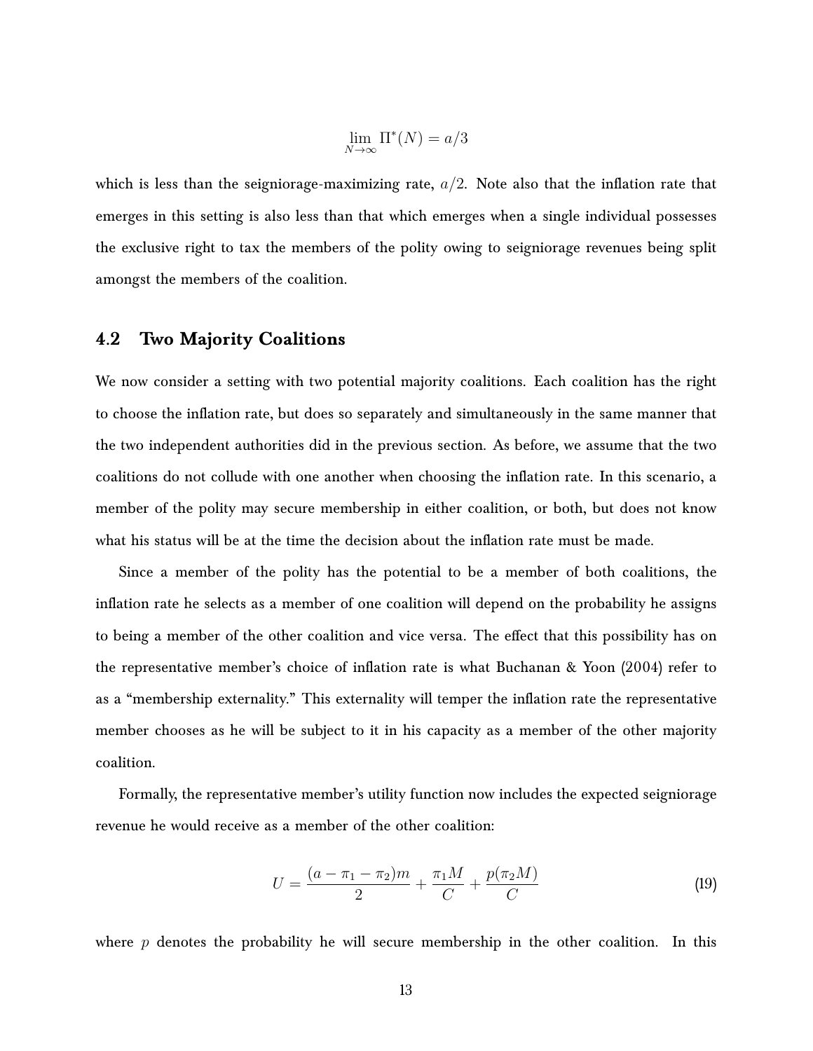$$\lim_{N \to \infty} \Pi^*(N) = a/3$$

which is less than the seigniorage-maximizing rate, $a/2$. Note also that the inflation rate that emerges in this setting is also less than that which emerges when a single individual possesses the exclusive right to tax the members of the polity owing to seigniorage revenues being split amongst the members of the coalition.

## 4.2 Two Majority Coalitions

We now consider a setting with two potential majority coalitions. Each coalition has the right to choose the inflation rate, but does so separately and simultaneously in the same manner that the two independent authorities did in the previous section. As before, we assume that the two coalitions do not collude with one another when choosing the inflation rate. In this scenario, a member of the polity may secure membership in either coalition, or both, but does not know what his status will be at the time the decision about the inflation rate must be made.

Since a member of the polity has the potential to be a member of both coalitions, the inflation rate he selects as a member of one coalition will depend on the probability he assigns to being a member of the other coalition and vice versa. The effect that this possibility has on the representative member's choice of inflation rate is what Buchanan & Yoon (2004) refer to as a "membership externality." This externality will temper the inflation rate the representative member chooses as he will be subject to it in his capacity as a member of the other majority coalition.

Formally, the representative member's utility function now includes the expected seigniorage revenue he would receive as a member of the other coalition:

$$U = \frac{(a - \pi_1 - \pi_2)m}{2} + \frac{\pi_1 M}{C} + \frac{p(\pi_2 M)}{C} \tag{19}$$

where $p$ denotes the probability he will secure membership in the other coalition. In this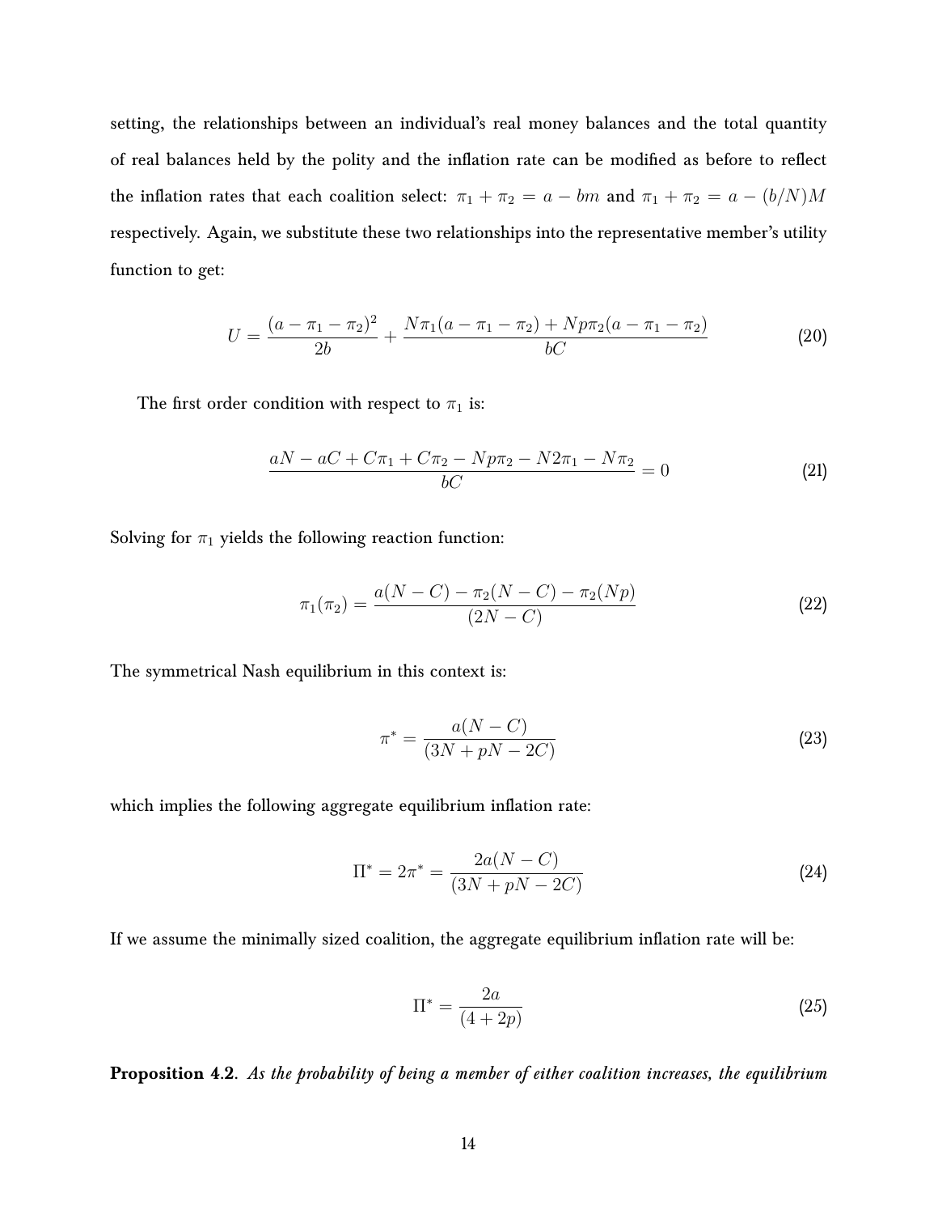setting, the relationships between an individual's real money balances and the total quantity of real balances held by the polity and the inflation rate can be modified as before to reflect the inflation rates that each coalition select: $\pi_1 + \pi_2 = a - bm$ and $\pi_1 + \pi_2 = a - (b/N)M$ respectively. Again, we substitute these two relationships into the representative member's utility function to get:

$$U = \frac{(a - \pi_1 - \pi_2)^2}{2b} + \frac{N\pi_1(a - \pi_1 - \pi_2) + Np\pi_2(a - \pi_1 - \pi_2)}{bC} \tag{20}$$

The first order condition with respect to $\pi_1$ is:

$$\frac{aN - aC + C\pi_1 + C\pi_2 - Np\pi_2 - N2\pi_1 - N\pi_2}{bC} = 0 \tag{21}$$

Solving for $\pi_1$ yields the following reaction function:

$$\pi_1(\pi_2) = \frac{a(N - C) - \pi_2(N - C) - \pi_2(Np)}{(2N - C)} \tag{22}$$

The symmetrical Nash equilibrium in this context is:

$$\pi^* = \frac{a(N - C)}{(3N + pN - 2C)} \tag{23}$$

which implies the following aggregate equilibrium inflation rate:

$$\Pi^* = 2\pi^* = \frac{2a(N - C)}{(3N + pN - 2C)} \tag{24}$$

If we assume the minimally sized coalition, the aggregate equilibrium inflation rate will be:

$$\Pi^* = \frac{2a}{(4 + 2p)} \tag{25}$$

**Proposition 4.2**. *As the probability of being a member of either coalition increases, the equilibrium*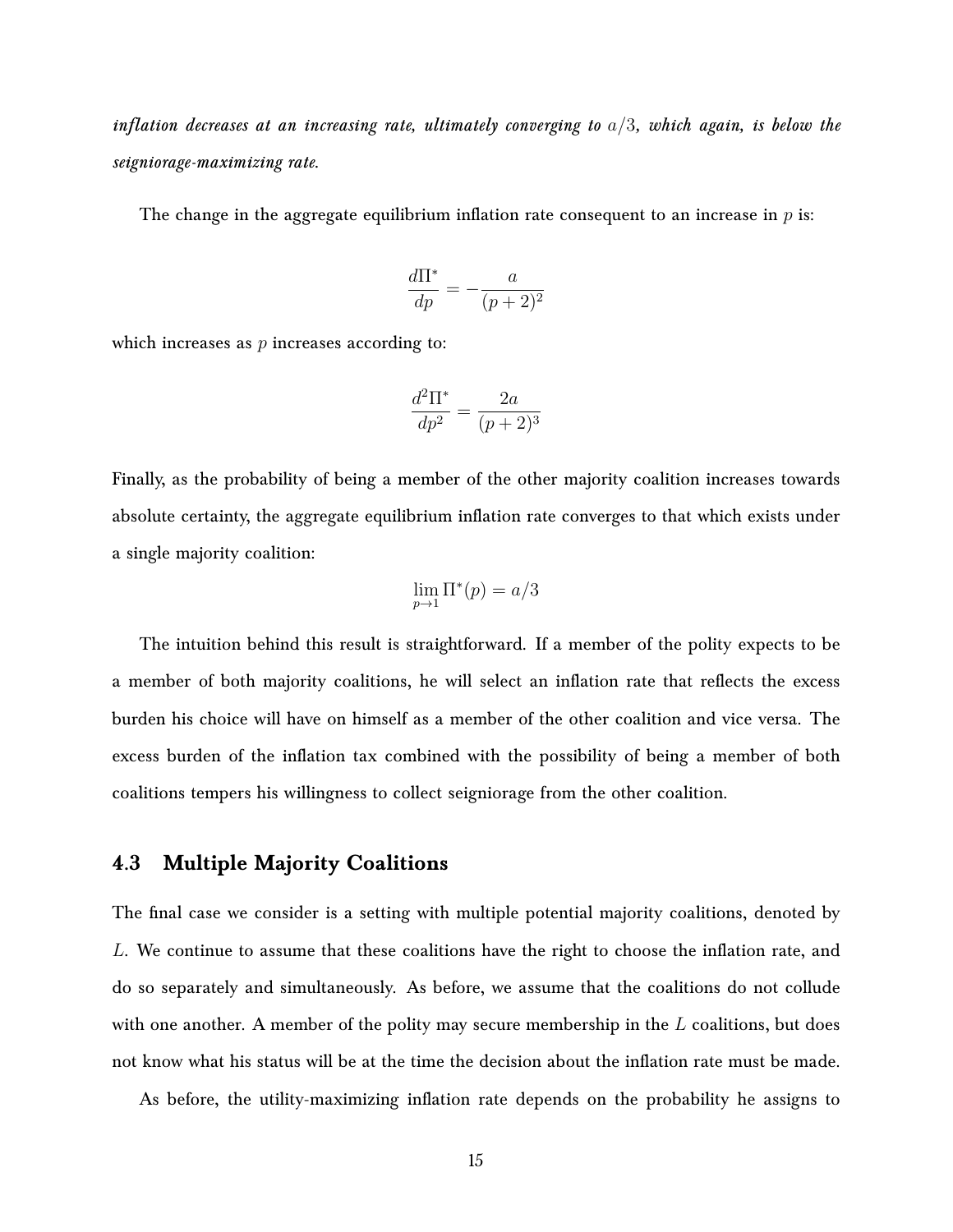*inflation decreases at an increasing rate, ultimately converging to $a/3$, which again, is below the seigniorage-maximizing rate.*

The change in the aggregate equilibrium inflation rate consequent to an increase in $p$ is:

$$\frac{d\Pi^*}{dp} = -\frac{a}{(p+2)^2}$$

which increases as $p$ increases according to:

$$\frac{d^2\Pi^*}{dp^2} = \frac{2a}{(p+2)^3}$$

Finally, as the probability of being a member of the other majority coalition increases towards absolute certainty, the aggregate equilibrium inflation rate converges to that which exists under a single majority coalition:

$$\lim_{p \to 1} \Pi^*(p) = a/3$$

The intuition behind this result is straightforward. If a member of the polity expects to be a member of both majority coalitions, he will select an inflation rate that reflects the excess burden his choice will have on himself as a member of the other coalition and vice versa. The excess burden of the inflation tax combined with the possibility of being a member of both coalitions tempers his willingness to collect seigniorage from the other coalition.

### 4.3 Multiple Majority Coalitions

The final case we consider is a setting with multiple potential majority coalitions, denoted by $L$. We continue to assume that these coalitions have the right to choose the inflation rate, and do so separately and simultaneously. As before, we assume that the coalitions do not collude with one another. A member of the polity may secure membership in the $L$ coalitions, but does not know what his status will be at the time the decision about the inflation rate must be made.

As before, the utility-maximizing inflation rate depends on the probability he assigns to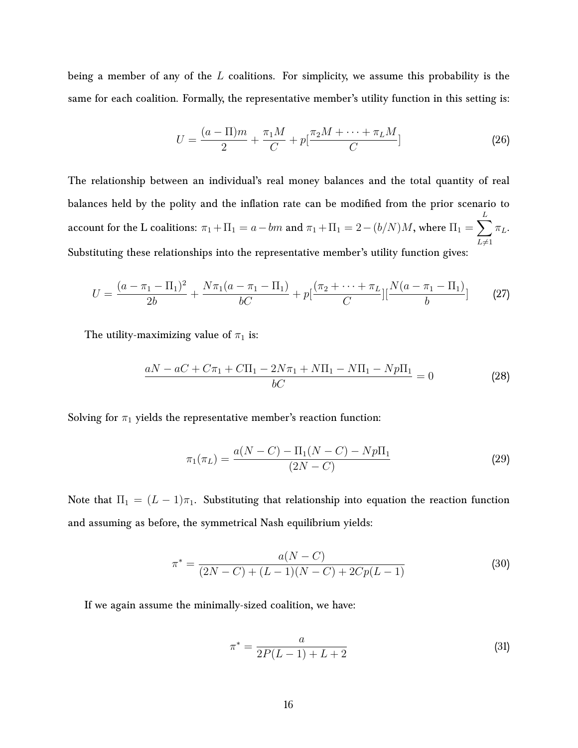being a member of any of the $L$ coalitions. For simplicity, we assume this probability is the same for each coalition. Formally, the representative member's utility function in this setting is:

$$U = \frac{(a - \Pi)m}{2} + \frac{\pi_1 M}{C} + p[\frac{\pi_2 M + \cdots + \pi_L M}{C}] \tag{26}$$

The relationship between an individual's real money balances and the total quantity of real balances held by the polity and the inflation rate can be modified from the prior scenario to account for the L coalitions: $\pi_1 + \Pi_1 = a - bm$ and $\pi_1 + \Pi_1 = 2 - (b/N)M$, where $\Pi_1 = \sum_{L \neq 1}^{L} \pi_L$. Substituting these relationships into the representative member's utility function gives:

$$U = \frac{(a - \pi_1 - \Pi_1)^2}{2b} + \frac{N\pi_1(a - \pi_1 - \Pi_1)}{bC} + p[\frac{(\pi_2 + \cdots + \pi_L}{C}][\frac{N(a - \pi_1 - \Pi_1)}{b}] \tag{27}$$

The utility-maximizing value of $\pi_1$ is:

$$\frac{aN - aC + C\pi_1 + C\Pi_1 - 2N\pi_1 + N\Pi_1 - N\Pi_1 - Np\Pi_1}{bC} = 0 \tag{28}$$

Solving for $\pi_1$ yields the representative member's reaction function:

$$\pi_1(\pi_L) = \frac{a(N - C) - \Pi_1(N - C) - Np\Pi_1}{(2N - C)} \tag{29}$$

Note that $\Pi_1 = (L - 1)\pi_1$. Substituting that relationship into equation the reaction function and assuming as before, the symmetrical Nash equilibrium yields:

$$\pi^* = \frac{a(N - C)}{(2N - C) + (L - 1)(N - C) + 2Cp(L - 1)} \tag{30}$$

If we again assume the minimally-sized coalition, we have:

$$\pi^* = \frac{a}{2P(L - 1) + L + 2} \tag{31}$$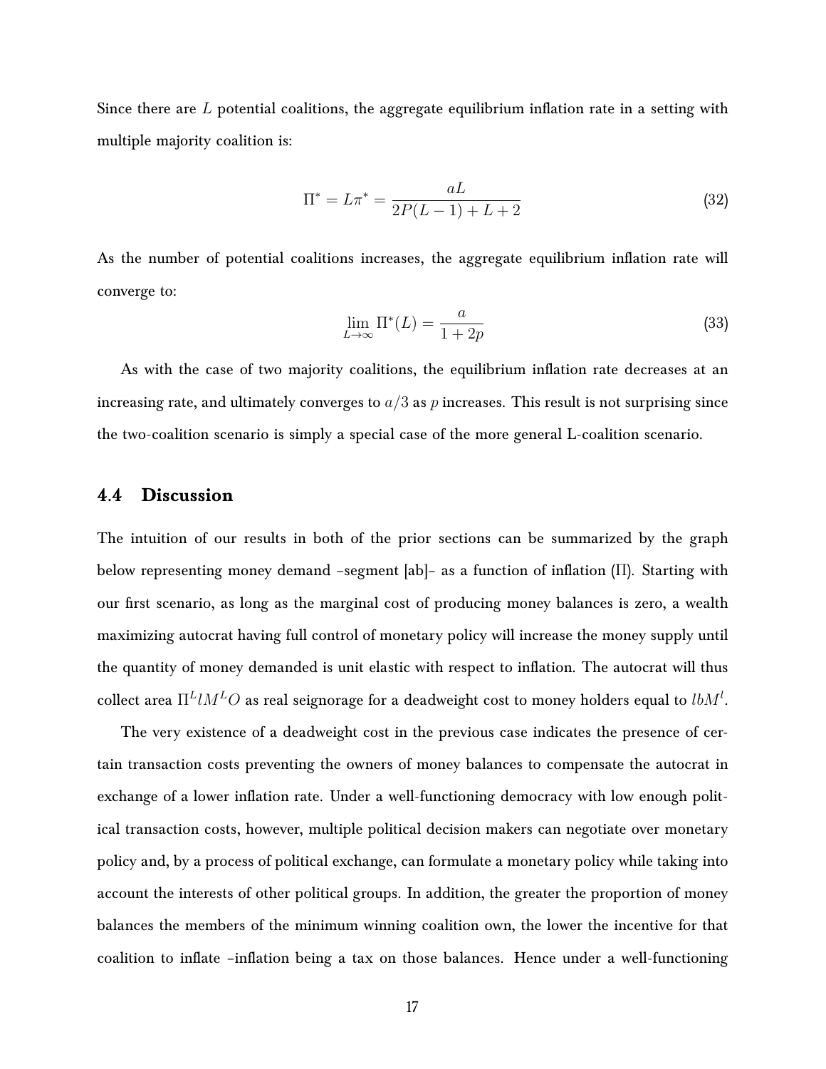Since there are $L$ potential coalitions, the aggregate equilibrium inflation rate in a setting with multiple majority coalition is:

$$\Pi^* = L\pi^* = \frac{aL}{2P(L-1) + L + 2} \tag{32}$$

As the number of potential coalitions increases, the aggregate equilibrium inflation rate will converge to:

$$\lim_{L \to \infty} \Pi^*(L) = \frac{a}{1 + 2p} \tag{33}$$

As with the case of two majority coalitions, the equilibrium inflation rate decreases at an increasing rate, and ultimately converges to $a/3$ as $p$ increases. This result is not surprising since the two-coalition scenario is simply a special case of the more general L-coalition scenario.

## 4.4 Discussion

The intuition of our results in both of the prior sections can be summarized by the graph below representing money demand –segment [ab]– as a function of inflation ($\Pi$). Starting with our first scenario, as long as the marginal cost of producing money balances is zero, a wealth maximizing autocrat having full control of monetary policy will increase the money supply until the quantity of money demanded is unit elastic with respect to inflation. The autocrat will thus collect area $\Pi^L l M^L O$ as real seignorage for a deadweight cost to money holders equal to $lbM^l$.

The very existence of a deadweight cost in the previous case indicates the presence of certain transaction costs preventing the owners of money balances to compensate the autocrat in exchange of a lower inflation rate. Under a well-functioning democracy with low enough political transaction costs, however, multiple political decision makers can negotiate over monetary policy and, by a process of political exchange, can formulate a monetary policy while taking into account the interests of other political groups. In addition, the greater the proportion of money balances the members of the minimum winning coalition own, the lower the incentive for that coalition to inflate –inflation being a tax on those balances. Hence under a well-functioning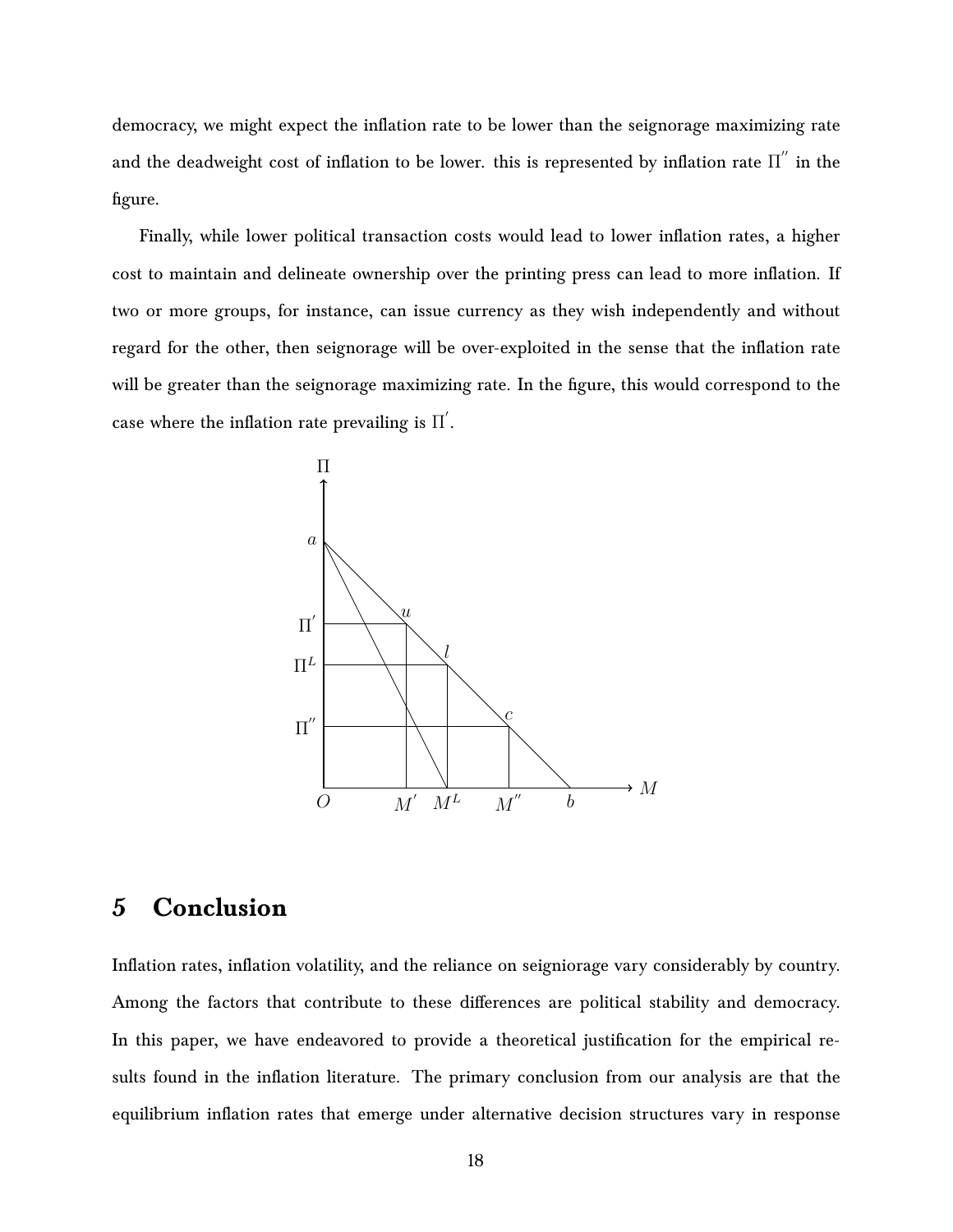democracy, we might expect the inflation rate to be lower than the seignorage maximizing rate and the deadweight cost of inflation to be lower. this is represented by inflation rate $\Pi^{''}$ in the figure.

Finally, while lower political transaction costs would lead to lower inflation rates, a higher cost to maintain and delineate ownership over the printing press can lead to more inflation. If two or more groups, for instance, can issue currency as they wish independently and without regard for the other, then seignorage will be over-exploited in the sense that the inflation rate will be greater than the seignorage maximizing rate. In the figure, this would correspond to the case where the inflation rate prevailing is $\Pi^{'}$.

## 5 Conclusion

Inflation rates, inflation volatility, and the reliance on seigniorage vary considerably by country. Among the factors that contribute to these differences are political stability and democracy. In this paper, we have endeavored to provide a theoretical justification for the empirical results found in the inflation literature. The primary conclusion from our analysis are that the equilibrium inflation rates that emerge under alternative decision structures vary in response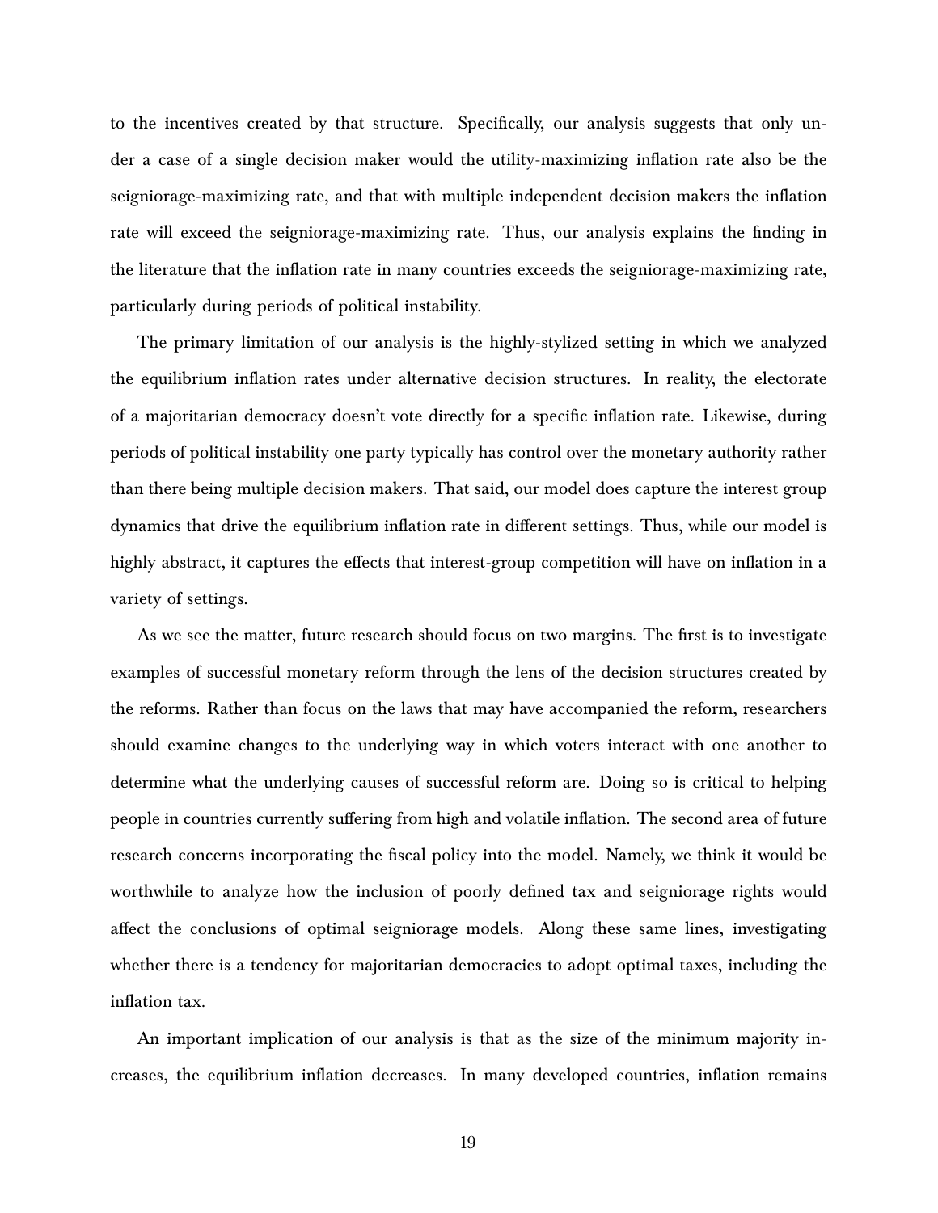to the incentives created by that structure. Specifically, our analysis suggests that only under a case of a single decision maker would the utility-maximizing inflation rate also be the seigniorage-maximizing rate, and that with multiple independent decision makers the inflation rate will exceed the seigniorage-maximizing rate. Thus, our analysis explains the finding in the literature that the inflation rate in many countries exceeds the seigniorage-maximizing rate, particularly during periods of political instability.

The primary limitation of our analysis is the highly-stylized setting in which we analyzed the equilibrium inflation rates under alternative decision structures. In reality, the electorate of a majoritarian democracy doesn't vote directly for a specific inflation rate. Likewise, during periods of political instability one party typically has control over the monetary authority rather than there being multiple decision makers. That said, our model does capture the interest group dynamics that drive the equilibrium inflation rate in different settings. Thus, while our model is highly abstract, it captures the effects that interest-group competition will have on inflation in a variety of settings.

As we see the matter, future research should focus on two margins. The first is to investigate examples of successful monetary reform through the lens of the decision structures created by the reforms. Rather than focus on the laws that may have accompanied the reform, researchers should examine changes to the underlying way in which voters interact with one another to determine what the underlying causes of successful reform are. Doing so is critical to helping people in countries currently suffering from high and volatile inflation. The second area of future research concerns incorporating the fiscal policy into the model. Namely, we think it would be worthwhile to analyze how the inclusion of poorly defined tax and seigniorage rights would affect the conclusions of optimal seigniorage models. Along these same lines, investigating whether there is a tendency for majoritarian democracies to adopt optimal taxes, including the inflation tax.

An important implication of our analysis is that as the size of the minimum majority increases, the equilibrium inflation decreases. In many developed countries, inflation remains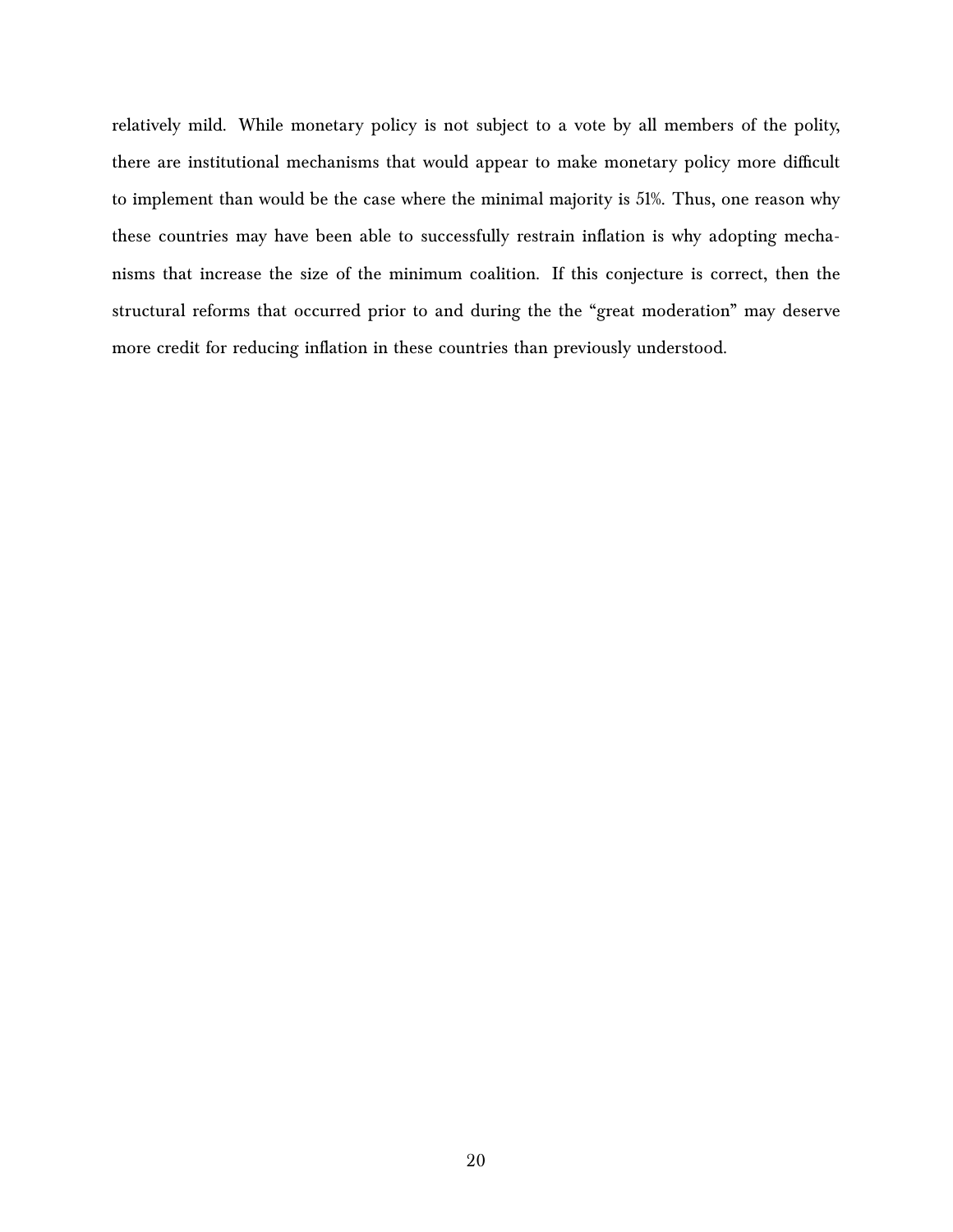relatively mild. While monetary policy is not subject to a vote by all members of the polity, there are institutional mechanisms that would appear to make monetary policy more difficult to implement than would be the case where the minimal majority is 51%. Thus, one reason why these countries may have been able to successfully restrain inflation is why adopting mechanisms that increase the size of the minimum coalition. If this conjecture is correct, then the structural reforms that occurred prior to and during the the "great moderation" may deserve more credit for reducing inflation in these countries than previously understood.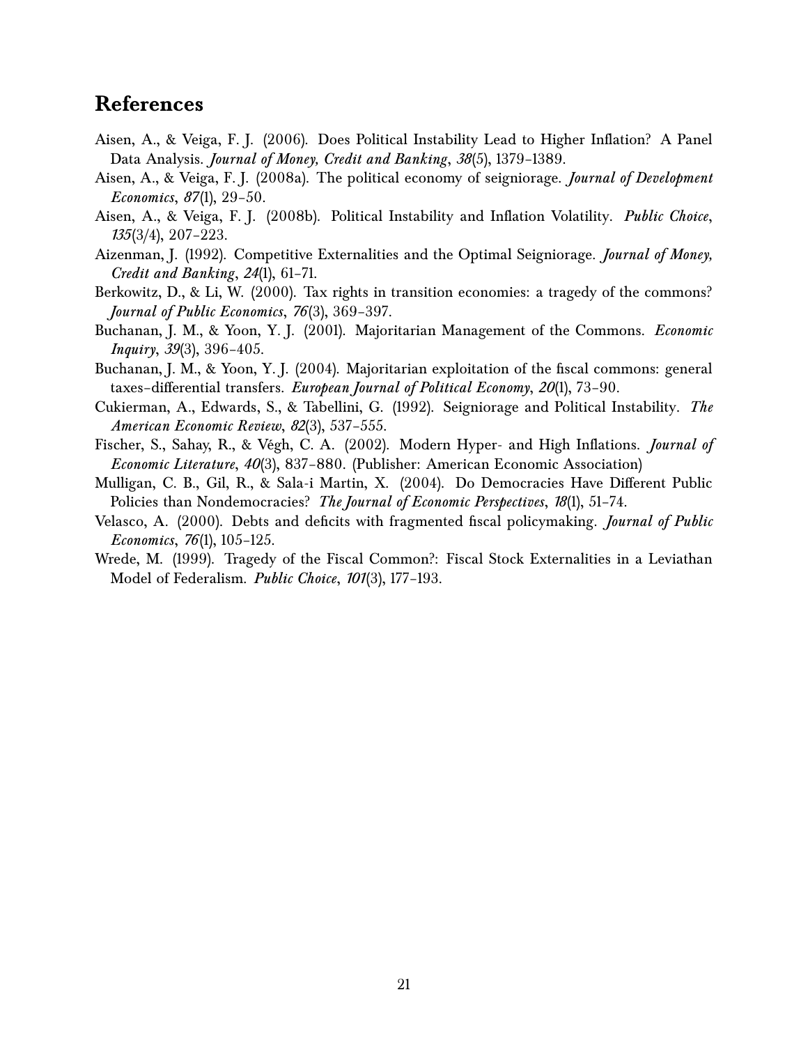## References

Aisen, A., & Veiga, F. J. (2006). Does Political Instability Lead to Higher Inflation? A Panel Data Analysis. *Journal of Money, Credit and Banking*, *38*(5), 1379–1389.

Aisen, A., & Veiga, F. J. (2008a). The political economy of seigniorage. *Journal of Development Economics*, *87*(1), 29–50.

Aisen, A., & Veiga, F. J. (2008b). Political Instability and Inflation Volatility. *Public Choice*, *135*(3/4), 207–223.

Aizenman, J. (1992). Competitive Externalities and the Optimal Seigniorage. *Journal of Money, Credit and Banking*, *24*(1), 61–71.

Berkowitz, D., & Li, W. (2000). Tax rights in transition economies: a tragedy of the commons? *Journal of Public Economics*, *76*(3), 369–397.

Buchanan, J. M., & Yoon, Y. J. (2001). Majoritarian Management of the Commons. *Economic Inquiry*, *39*(3), 396–405.

Buchanan, J. M., & Yoon, Y. J. (2004). Majoritarian exploitation of the fiscal commons: general taxes–differential transfers. *European Journal of Political Economy*, *20*(1), 73–90.

Cukierman, A., Edwards, S., & Tabellini, G. (1992). Seigniorage and Political Instability. *The American Economic Review*, *82*(3), 537–555.

Fischer, S., Sahay, R., & Végh, C. A. (2002). Modern Hyper- and High Inflations. *Journal of Economic Literature*, *40*(3), 837–880. (Publisher: American Economic Association)

Mulligan, C. B., Gil, R., & Sala-i Martin, X. (2004). Do Democracies Have Different Public Policies than Nondemocracies? *The Journal of Economic Perspectives*, *18*(1), 51–74.

Velasco, A. (2000). Debts and deficits with fragmented fiscal policymaking. *Journal of Public Economics*, *76*(1), 105–125.

Wrede, M. (1999). Tragedy of the Fiscal Common?: Fiscal Stock Externalities in a Leviathan Model of Federalism. *Public Choice*, *101*(3), 177–193.